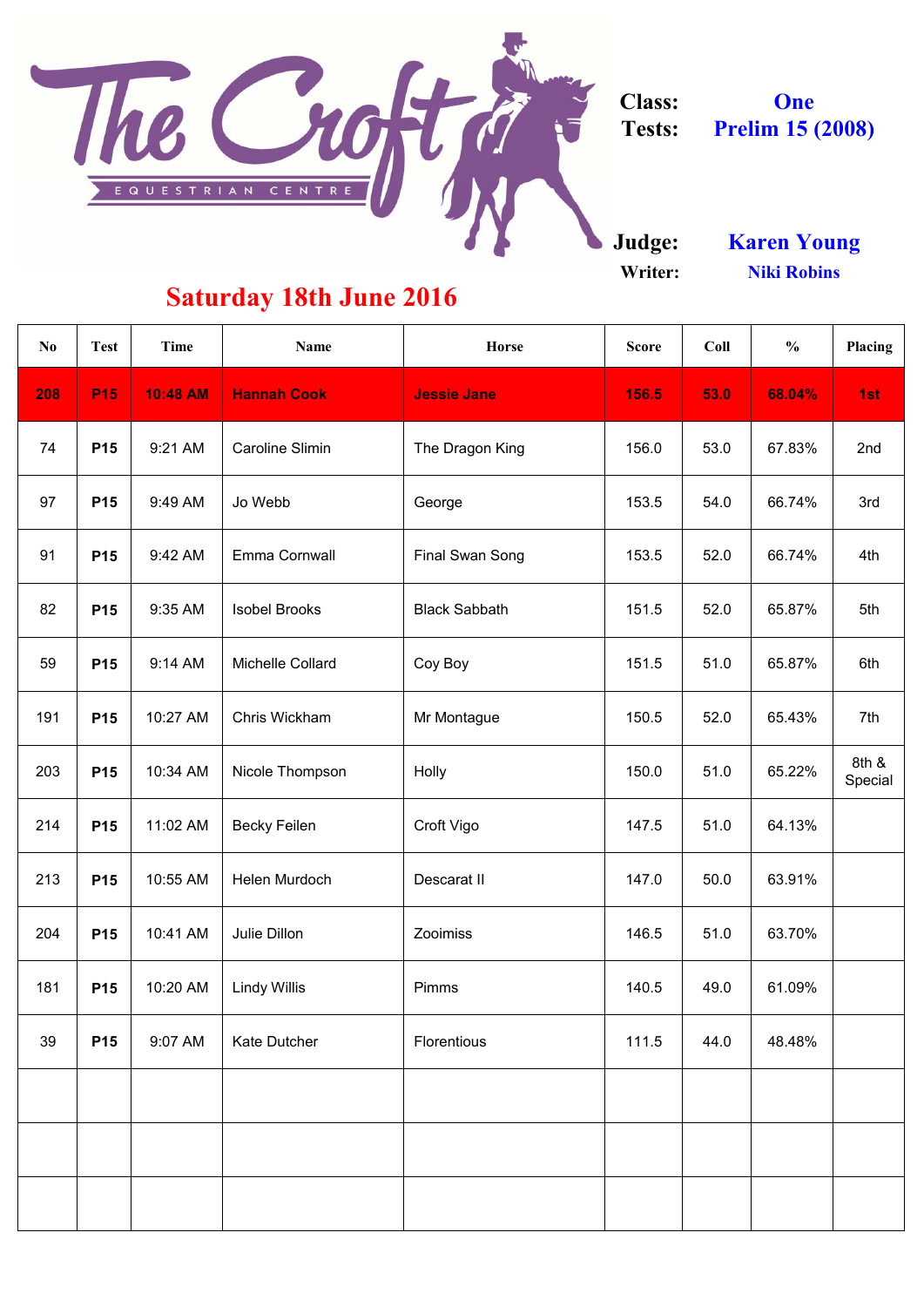The Croft EQUESTRIAN CENTRE

**Class:** One
**Tests:** Prelim 15 (2008)

**Judge:** Karen Young
**Writer:** Niki Robins

## Saturday 18th June 2016

| No | Test | Time | Name | Horse | Score | Coll | % | Placing |
|---|---|---|---|---|---|---|---|---|
| 208 | P15 | 10:48 AM | Hannah Cook | Jessie Jane | 156.5 | 53.0 | 68.04% | 1st |
| 74 | P15 | 9:21 AM | Caroline Slimin | The Dragon King | 156.0 | 53.0 | 67.83% | 2nd |
| 97 | P15 | 9:49 AM | Jo Webb | George | 153.5 | 54.0 | 66.74% | 3rd |
| 91 | P15 | 9:42 AM | Emma Cornwall | Final Swan Song | 153.5 | 52.0 | 66.74% | 4th |
| 82 | P15 | 9:35 AM | Isobel Brooks | Black Sabbath | 151.5 | 52.0 | 65.87% | 5th |
| 59 | P15 | 9:14 AM | Michelle Collard | Coy Boy | 151.5 | 51.0 | 65.87% | 6th |
| 191 | P15 | 10:27 AM | Chris Wickham | Mr Montague | 150.5 | 52.0 | 65.43% | 7th |
| 203 | P15 | 10:34 AM | Nicole Thompson | Holly | 150.0 | 51.0 | 65.22% | 8th & Special |
| 214 | P15 | 11:02 AM | Becky Feilen | Croft Vigo | 147.5 | 51.0 | 64.13% | |
| 213 | P15 | 10:55 AM | Helen Murdoch | Descarat II | 147.0 | 50.0 | 63.91% | |
| 204 | P15 | 10:41 AM | Julie Dillon | Zooimiss | 146.5 | 51.0 | 63.70% | |
| 181 | P15 | 10:20 AM | Lindy Willis | Pimms | 140.5 | 49.0 | 61.09% | |
| 39 | P15 | 9:07 AM | Kate Dutcher | Florentious | 111.5 | 44.0 | 48.48% | |
| | | | | | | | | |
| | | | | | | | | |
| | | | | | | | | |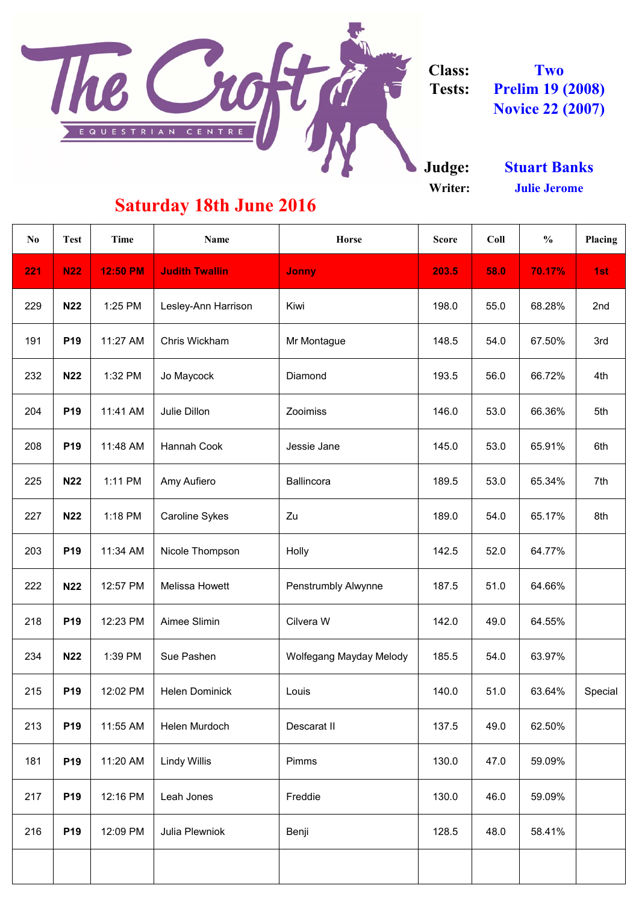The Croft Equestrian Centre

**Class:** Two

**Tests:** Prelim 19 (2008)
Novice 22 (2007)

**Judge:** Stuart Banks

**Writer:** Julie Jerome

## Saturday 18th June 2016

| No | Test | Time | Name | Horse | Score | Coll | % | Placing |
|---|---|---|---|---|---|---|---|---|
| 221 | N22 | 12:50 PM | Judith Twallin | Jonny | 203.5 | 58.0 | 70.17% | 1st |
| 229 | N22 | 1:25 PM | Lesley-Ann Harrison | Kiwi | 198.0 | 55.0 | 68.28% | 2nd |
| 191 | P19 | 11:27 AM | Chris Wickham | Mr Montague | 148.5 | 54.0 | 67.50% | 3rd |
| 232 | N22 | 1:32 PM | Jo Maycock | Diamond | 193.5 | 56.0 | 66.72% | 4th |
| 204 | P19 | 11:41 AM | Julie Dillon | Zooimiss | 146.0 | 53.0 | 66.36% | 5th |
| 208 | P19 | 11:48 AM | Hannah Cook | Jessie Jane | 145.0 | 53.0 | 65.91% | 6th |
| 225 | N22 | 1:11 PM | Amy Aufiero | Ballincora | 189.5 | 53.0 | 65.34% | 7th |
| 227 | N22 | 1:18 PM | Caroline Sykes | Zu | 189.0 | 54.0 | 65.17% | 8th |
| 203 | P19 | 11:34 AM | Nicole Thompson | Holly | 142.5 | 52.0 | 64.77% | |
| 222 | N22 | 12:57 PM | Melissa Howett | Penstrumbly Alwynne | 187.5 | 51.0 | 64.66% | |
| 218 | P19 | 12:23 PM | Aimee Slimin | Cilvera W | 142.0 | 49.0 | 64.55% | |
| 234 | N22 | 1:39 PM | Sue Pashen | Wolfegang Mayday Melody | 185.5 | 54.0 | 63.97% | |
| 215 | P19 | 12:02 PM | Helen Dominick | Louis | 140.0 | 51.0 | 63.64% | Special |
| 213 | P19 | 11:55 AM | Helen Murdoch | Descarat II | 137.5 | 49.0 | 62.50% | |
| 181 | P19 | 11:20 AM | Lindy Willis | Pimms | 130.0 | 47.0 | 59.09% | |
| 217 | P19 | 12:16 PM | Leah Jones | Freddie | 130.0 | 46.0 | 59.09% | |
| 216 | P19 | 12:09 PM | Julia Plewniok | Benji | 128.5 | 48.0 | 58.41% | |
| | | | | | | | | |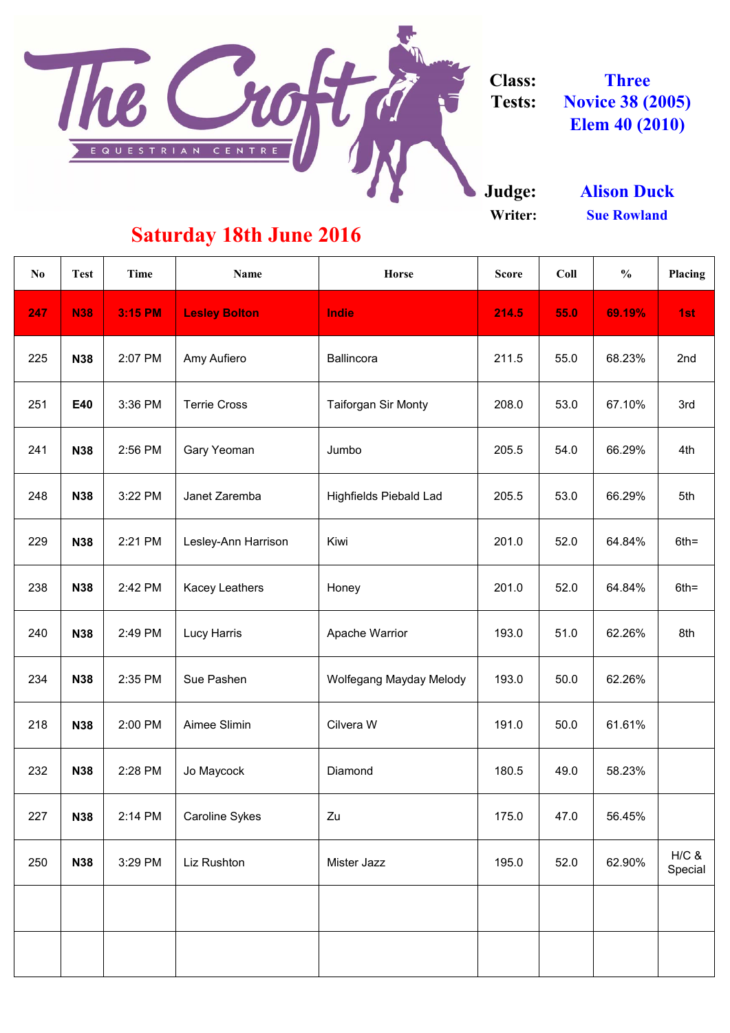The Croft EQUESTRIAN CENTRE

**Class:** Three

**Tests:** Novice 38 (2005) Elem 40 (2010)

**Judge:** Alison Duck

**Writer:** Sue Rowland

## Saturday 18th June 2016

| No | Test | Time | Name | Horse | Score | Coll | % | Placing |
|---|---|---|---|---|---|---|---|---|
| 247 | N38 | 3:15 PM | Lesley Bolton | Indie | 214.5 | 55.0 | 69.19% | 1st |
| 225 | N38 | 2:07 PM | Amy Aufiero | Ballincora | 211.5 | 55.0 | 68.23% | 2nd |
| 251 | E40 | 3:36 PM | Terrie Cross | Taiforgan Sir Monty | 208.0 | 53.0 | 67.10% | 3rd |
| 241 | N38 | 2:56 PM | Gary Yeoman | Jumbo | 205.5 | 54.0 | 66.29% | 4th |
| 248 | N38 | 3:22 PM | Janet Zaremba | Highfields Piebald Lad | 205.5 | 53.0 | 66.29% | 5th |
| 229 | N38 | 2:21 PM | Lesley-Ann Harrison | Kiwi | 201.0 | 52.0 | 64.84% | 6th= |
| 238 | N38 | 2:42 PM | Kacey Leathers | Honey | 201.0 | 52.0 | 64.84% | 6th= |
| 240 | N38 | 2:49 PM | Lucy Harris | Apache Warrior | 193.0 | 51.0 | 62.26% | 8th |
| 234 | N38 | 2:35 PM | Sue Pashen | Wolfegang Mayday Melody | 193.0 | 50.0 | 62.26% | |
| 218 | N38 | 2:00 PM | Aimee Slimin | Cilvera W | 191.0 | 50.0 | 61.61% | |
| 232 | N38 | 2:28 PM | Jo Maycock | Diamond | 180.5 | 49.0 | 58.23% | |
| 227 | N38 | 2:14 PM | Caroline Sykes | Zu | 175.0 | 47.0 | 56.45% | |
| 250 | N38 | 3:29 PM | Liz Rushton | Mister Jazz | 195.0 | 52.0 | 62.90% | H/C & Special |
| | | | | | | | | |
| | | | | | | | | |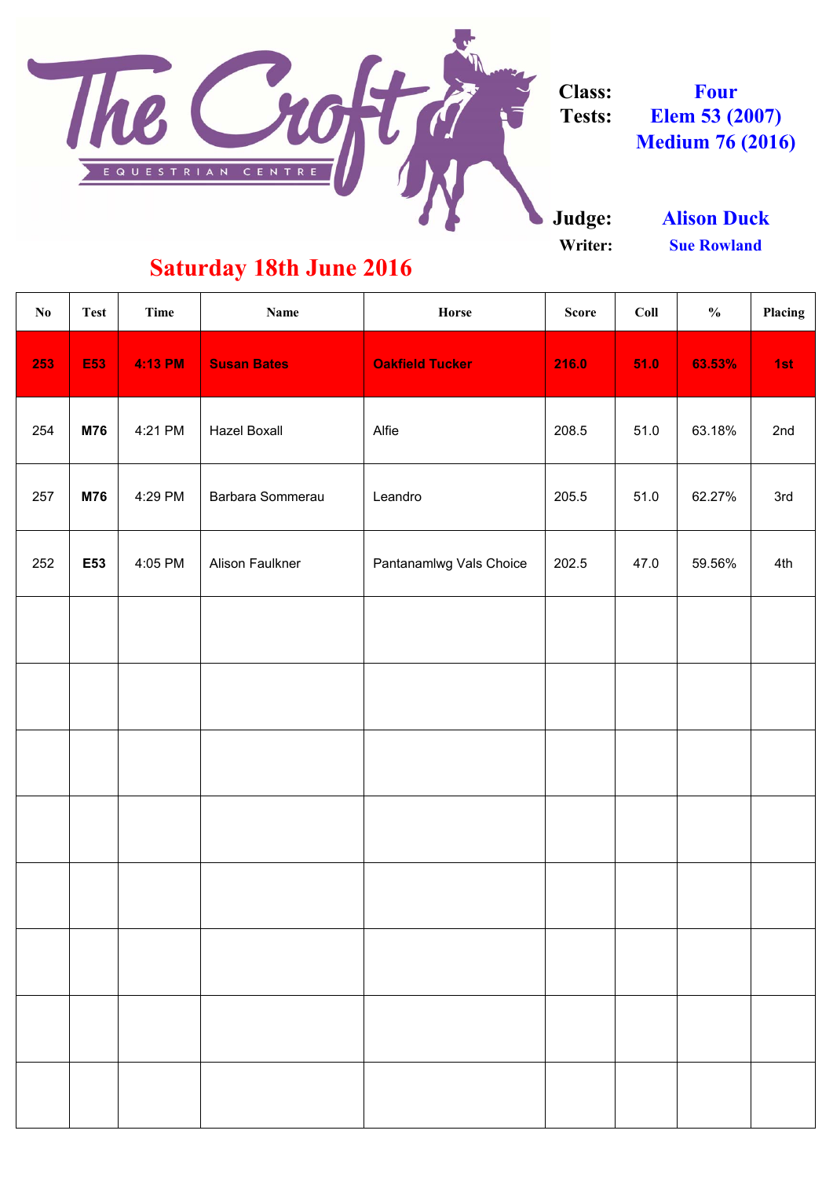The Croft Equestrian Centre

**Class:** Four
**Tests:** Elem 53 (2007)
Medium 76 (2016)

**Judge:** Alison Duck
**Writer:** Sue Rowland

## Saturday 18th June 2016

| No | Test | Time | Name | Horse | Score | Coll | % | Placing |
|---|---|---|---|---|---|---|---|---|
| 253 | E53 | 4:13 PM | Susan Bates | Oakfield Tucker | 216.0 | 51.0 | 63.53% | 1st |
| 254 | M76 | 4:21 PM | Hazel Boxall | Alfie | 208.5 | 51.0 | 63.18% | 2nd |
| 257 | M76 | 4:29 PM | Barbara Sommerau | Leandro | 205.5 | 51.0 | 62.27% | 3rd |
| 252 | E53 | 4:05 PM | Alison Faulkner | Pantanamlwg Vals Choice | 202.5 | 47.0 | 59.56% | 4th |